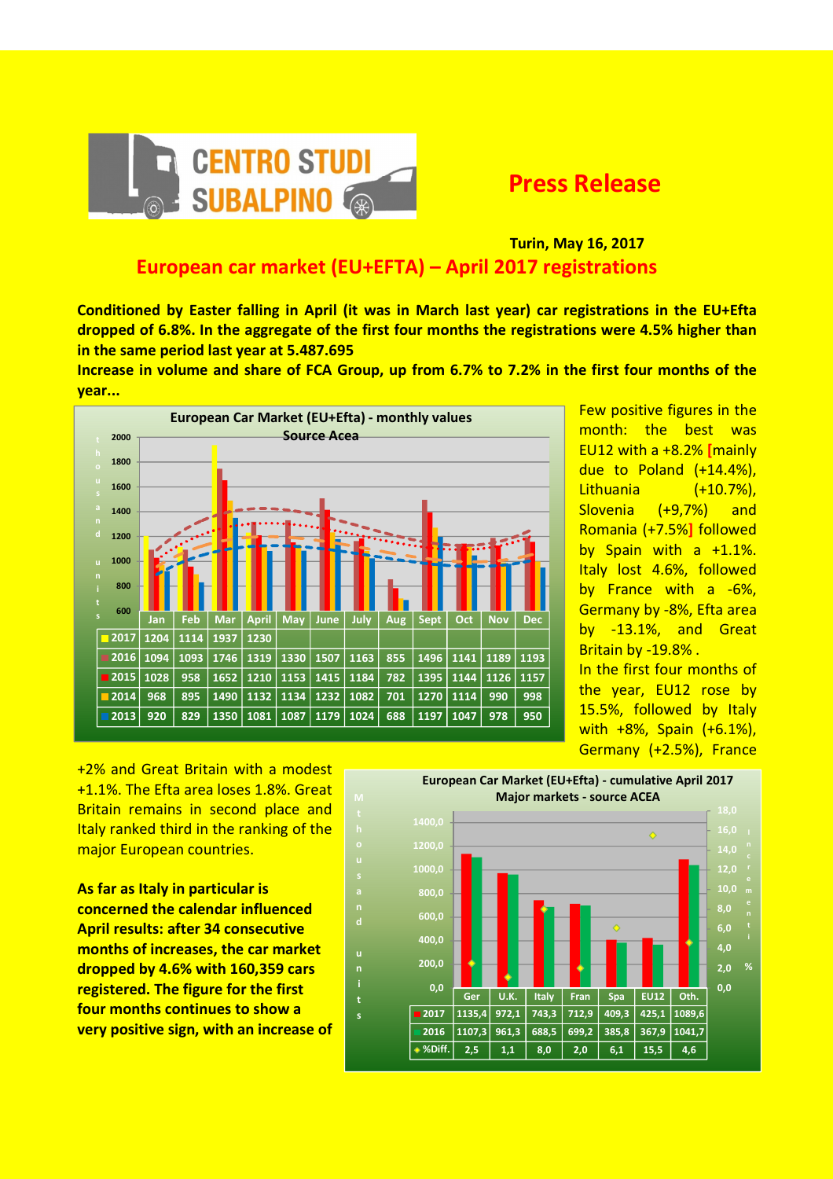CENTRO STUDI SUBALPINO

# Press Release

**Turin, May 16, 2017**

## European car market (EU+EFTA) – April 2017 registrations

**Conditioned by Easter falling in April (it was in March last year) car registrations in the EU+Efta dropped of 6.8%. In the aggregate of the first four months the registrations were 4.5% higher than in the same period last year at 5.487.695**

**Increase in volume and share of FCA Group, up from 6.7% to 7.2% in the first four months of the year...**

**European Car Market (EU+Efta) - monthly values**
**Source Acea**

thousand units

| | Jan | Feb | Mar | April | May | June | July | Aug | Sept | Oct | Nov | Dec |
|---|---|---|---|---|---|---|---|---|---|---|---|---|
| 2017 | 1204 | 1114 | 1937 | 1230 | | | | | | | | |
| 2016 | 1094 | 1093 | 1746 | 1319 | 1330 | 1507 | 1163 | 855 | 1496 | 1141 | 1189 | 1193 |
| 2015 | 1028 | 958 | 1652 | 1210 | 1153 | 1415 | 1184 | 782 | 1395 | 1144 | 1126 | 1157 |
| 2014 | 968 | 895 | 1490 | 1132 | 1134 | 1232 | 1082 | 701 | 1270 | 1114 | 990 | 998 |
| 2013 | 920 | 829 | 1350 | 1081 | 1087 | 1179 | 1024 | 688 | 1197 | 1047 | 978 | 950 |

Few positive figures in the month: the best was EU12 with a +8.2% [mainly due to Poland (+14.4%), Lithuania (+10.7%), Slovenia (+9,7%) and Romania (+7.5%] followed by Spain with a +1.1%. Italy lost 4.6%, followed by France with a -6%, Germany by -8%, Efta area by -13.1%, and Great Britain by -19.8% .

In the first four months of the year, EU12 rose by 15.5%, followed by Italy with +8%, Spain (+6.1%), Germany (+2.5%), France +2% and Great Britain with a modest +1.1%. The Efta area loses 1.8%. Great Britain remains in second place and Italy ranked third in the ranking of the major European countries.

**European Car Market (EU+Efta) - cumulative April 2017**
**Major markets - source ACEA**

Thousand units / Increment %

| | Ger | U.K. | Italy | Fran | Spa | EU12 | Oth. |
|---|---|---|---|---|---|---|---|
| 2017 | 1135,4 | 972,1 | 743,3 | 712,9 | 409,3 | 425,1 | 1089,6 |
| 2016 | 1107,3 | 961,3 | 688,5 | 699,2 | 385,8 | 367,9 | 1041,7 |
| %Diff. | 2,5 | 1,1 | 8,0 | 2,0 | 6,1 | 15,5 | 4,6 |

**As far as Italy in particular is concerned the calendar influenced April results: after 34 consecutive months of increases, the car market dropped by 4.6% with 160,359 cars registered. The figure for the first four months continues to show a very positive sign, with an increase of**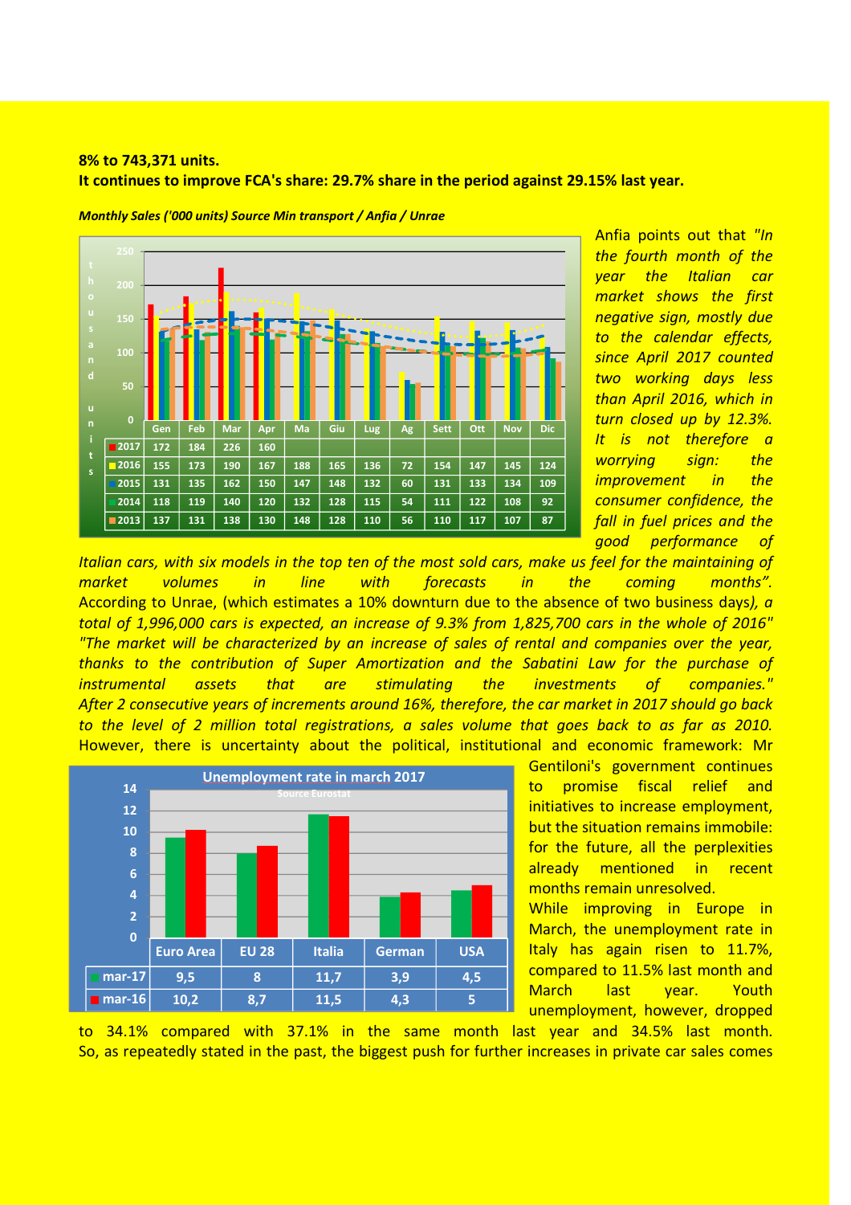**8% to 743,371 units.**

**It continues to improve FCA's share: 29.7% share in the period against 29.15% last year.**

***Monthly Sales ('000 units) Source Min transport / Anfia / Unrae***

| | Gen | Feb | Mar | Apr | Ma | Giu | Lug | Ag | Sett | Ott | Nov | Dic |
|---|---|---|---|---|---|---|---|---|---|---|---|---|
| 2017 | 172 | 184 | 226 | 160 | | | | | | | | |
| 2016 | 155 | 173 | 190 | 167 | 188 | 165 | 136 | 72 | 154 | 147 | 145 | 124 |
| 2015 | 131 | 135 | 162 | 150 | 147 | 148 | 132 | 60 | 131 | 133 | 134 | 109 |
| 2014 | 118 | 119 | 140 | 120 | 132 | 128 | 115 | 54 | 111 | 122 | 108 | 92 |
| 2013 | 137 | 131 | 138 | 130 | 148 | 128 | 110 | 56 | 110 | 117 | 107 | 87 |

Anfia points out that *"In the fourth month of the year the Italian car market shows the first negative sign, mostly due to the calendar effects, since April 2017 counted two working days less than April 2016, which in turn closed up by 12.3%. It is not therefore a worrying sign: the improvement in the consumer confidence, the fall in fuel prices and the good performance of Italian cars, with six models in the top ten of the most sold cars, make us feel for the maintaining of market volumes in line with forecasts in the coming months".* According to Unrae, (which estimates a 10% downturn due to the absence of two business days*), a total of 1,996,000 cars is expected, an increase of 9.3% from 1,825,700 cars in the whole of 2016" "The market will be characterized by an increase of sales of rental and companies over the year, thanks to the contribution of Super Amortization and the Sabatini Law for the purchase of instrumental assets that are stimulating the investments of companies." After 2 consecutive years of increments around 16%, therefore, the car market in 2017 should go back to the level of 2 million total registrations, a sales volume that goes back to as far as 2010.* However, there is uncertainty about the political, institutional and economic framework: Mr Gentiloni's government continues to promise fiscal relief and initiatives to increase employment, but the situation remains immobile: for the future, all the perplexities already mentioned in recent months remain unresolved.

**Unemployment rate in march 2017**

Source Eurostat

| | Euro Area | EU 28 | Italia | German | USA |
|---|---|---|---|---|---|
| mar-17 | 9,5 | 8 | 11,7 | 3,9 | 4,5 |
| mar-16 | 10,2 | 8,7 | 11,5 | 4,3 | 5 |

While improving in Europe in March, the unemployment rate in Italy has again risen to 11.7%, compared to 11.5% last month and March last year. Youth unemployment, however, dropped to 34.1% compared with 37.1% in the same month last year and 34.5% last month. So, as repeatedly stated in the past, the biggest push for further increases in private car sales comes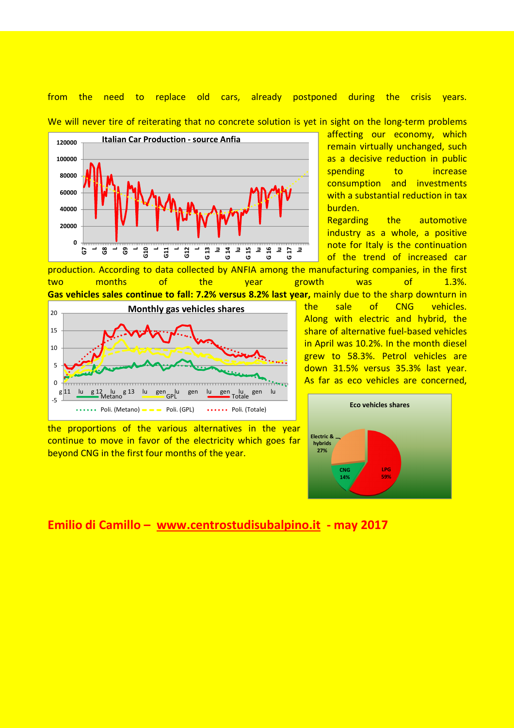from the need to replace old cars, already postponed during the crisis years.

We will never tire of reiterating that no concrete solution is yet in sight on the long-term problems affecting our economy, which remain virtually unchanged, such as a decisive reduction in public spending to increase consumption and investments with a substantial reduction in tax burden.

Italian Car Production - source Anfia

120000
100000
80000
60000
40000
20000
0

G7 l G8 l G9 l G10 l G11 l G12 l G 13 lu G 14 lu G 15 lu G 16 lu G 17 lu

Regarding the automotive industry as a whole, a positive note for Italy is the continuation of the trend of increased car production. According to data collected by ANFIA among the manufacturing companies, in the first two months of the year growth was of 1.3%.

**Gas vehicles sales continue to fall: 7.2% versus 8.2% last year,** mainly due to the sharp downturn in the sale of CNG vehicles. Along with electric and hybrid, the share of alternative fuel-based vehicles in April was 10.2%. In the month diesel grew to 58.3%. Petrol vehicles are down 31.5% versus 35.3% last year. As far as eco vehicles are concerned, the proportions of the various alternatives in the year continue to move in favor of the electricity which goes far beyond CNG in the first four months of the year.

Monthly gas vehicles shares

20
15
10
5
0
-5

g 11 lu g 12 lu g 13 lu gen lu gen lu gen lu gen lu

Metano GPL Totale

Poli. (Metano) Poli. (GPL) Poli. (Totale)

Eco vehicles shares

Electric & hybrids 27%

CNG 14%

LPG 59%

## Emilio di Camillo – www.centrostudisubalpino.it - may 2017